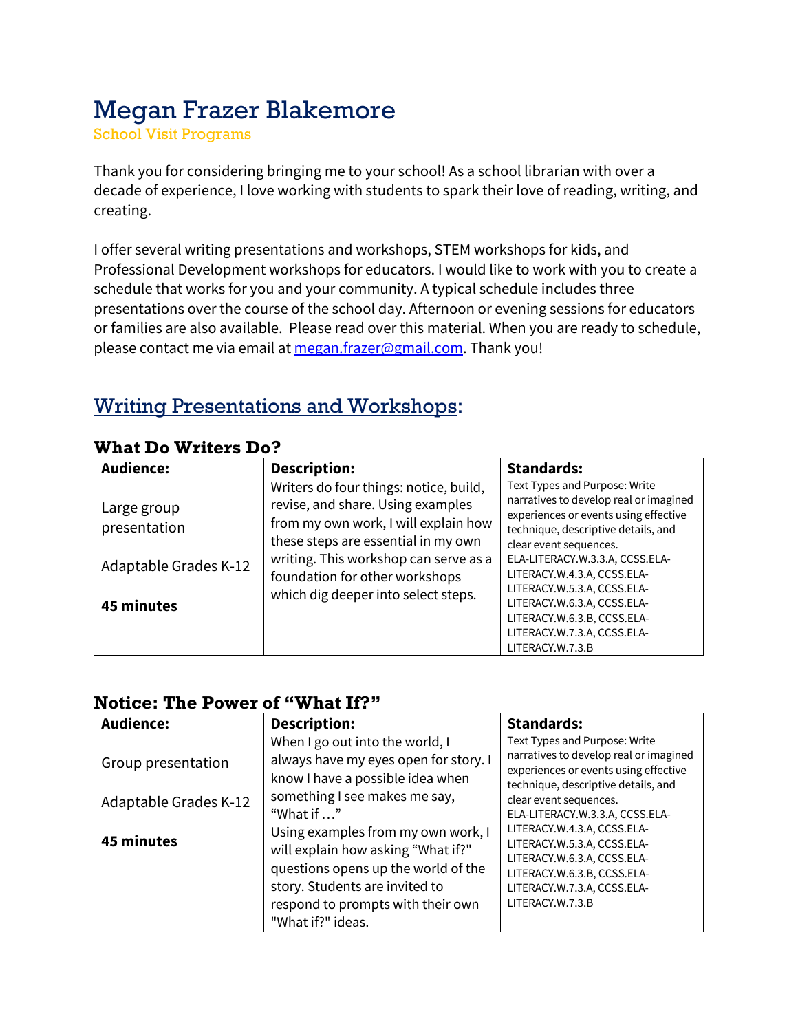# Megan Frazer Blakemore

School Visit Programs

Thank you for considering bringing me to your school! As a school librarian with over a decade of experience, I love working with students to spark their love of reading, writing, and creating.

I offer several writing presentations and workshops, STEM workshops for kids, and Professional Development workshops for educators. I would like to work with you to create a schedule that works for you and your community. A typical schedule includes three presentations over the course of the school day. Afternoon or evening sessions for educators or families are also available. Please read over this material. When you are ready to schedule, please contact me via email at [megan.frazer@gmail.com](mailto:megan.frazer@gmail.com). Thank you!

## Writing Presentations and Workshops:

### What Do Writers Do?

| Audience: | Description: | Standards: |
|---|---|---|
| Large group presentation<br><br>Adaptable Grades K-12<br><br>**45 minutes** | Writers do four things: notice, build, revise, and share. Using examples from my own work, I will explain how these steps are essential in my own writing. This workshop can serve as a foundation for other workshops which dig deeper into select steps. | Text Types and Purpose: Write narratives to develop real or imagined experiences or events using effective technique, descriptive details, and clear event sequences. ELA-LITERACY.W.3.3.A, CCSS.ELA-LITERACY.W.4.3.A, CCSS.ELA-LITERACY.W.5.3.A, CCSS.ELA-LITERACY.W.6.3.A, CCSS.ELA-LITERACY.W.6.3.B, CCSS.ELA-LITERACY.W.7.3.A, CCSS.ELA-LITERACY.W.7.3.B |

### Notice: The Power of "What If?"

| Audience: | Description: | Standards: |
|---|---|---|
| Group presentation<br><br>Adaptable Grades K-12<br><br>**45 minutes** | When I go out into the world, I always have my eyes open for story. I know I have a possible idea when something I see makes me say, "What if …" Using examples from my own work, I will explain how asking "What if?" questions opens up the world of the story. Students are invited to respond to prompts with their own "What if?" ideas. | Text Types and Purpose: Write narratives to develop real or imagined experiences or events using effective technique, descriptive details, and clear event sequences. ELA-LITERACY.W.3.3.A, CCSS.ELA-LITERACY.W.4.3.A, CCSS.ELA-LITERACY.W.5.3.A, CCSS.ELA-LITERACY.W.6.3.A, CCSS.ELA-LITERACY.W.6.3.B, CCSS.ELA-LITERACY.W.7.3.A, CCSS.ELA-LITERACY.W.7.3.B |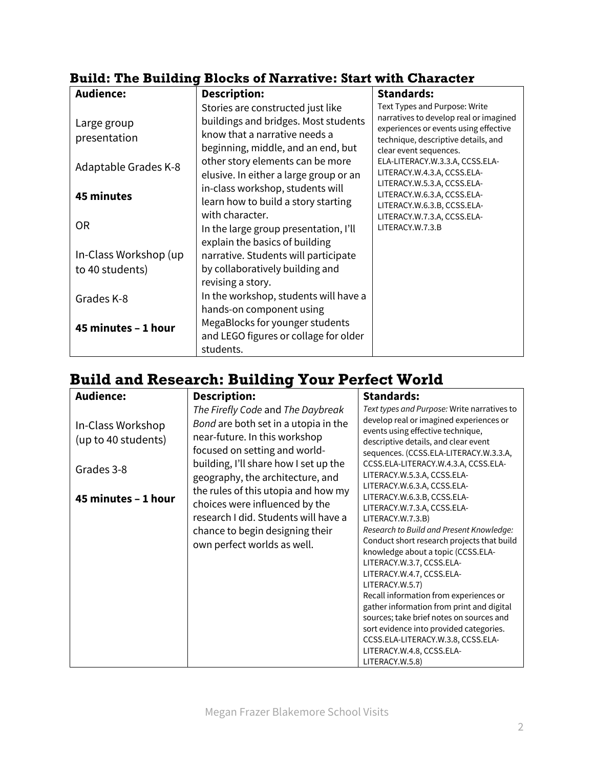### Build: The Building Blocks of Narrative: Start with Character

| **Audience:** | **Description:** | **Standards:** |
|---|---|---|
| Large group presentation<br><br>Adaptable Grades K-8<br><br>**45 minutes**<br><br>OR<br><br>In-Class Workshop (up to 40 students)<br><br>Grades K-8<br><br>**45 minutes – 1 hour** | Stories are constructed just like buildings and bridges. Most students know that a narrative needs a beginning, middle, and an end, but other story elements can be more elusive. In either a large group or an in-class workshop, students will learn how to build a story starting with character.<br>In the large group presentation, I'll explain the basics of building narrative. Students will participate by collaboratively building and revising a story.<br>In the workshop, students will have a hands-on component using MegaBlocks for younger students and LEGO figures or collage for older students. | Text Types and Purpose: Write narratives to develop real or imagined experiences or events using effective technique, descriptive details, and clear event sequences.<br>ELA-LITERACY.W.3.3.A, CCSS.ELA-LITERACY.W.4.3.A, CCSS.ELA-LITERACY.W.5.3.A, CCSS.ELA-LITERACY.W.6.3.A, CCSS.ELA-LITERACY.W.6.3.B, CCSS.ELA-LITERACY.W.7.3.A, CCSS.ELA-LITERACY.W.7.3.B |

## Build and Research: Building Your Perfect World

| **Audience:** | **Description:** | **Standards:** |
|---|---|---|
| In-Class Workshop (up to 40 students)<br><br>Grades 3-8<br><br>**45 minutes – 1 hour** | *The Firefly Code* and *The Daybreak Bond* are both set in a utopia in the near-future. In this workshop focused on setting and world-building, I'll share how I set up the geography, the architecture, and the rules of this utopia and how my choices were influenced by the research I did. Students will have a chance to begin designing their own perfect worlds as well. | *Text types and Purpose:* Write narratives to develop real or imagined experiences or events using effective technique, descriptive details, and clear event sequences. (CCSS.ELA-LITERACY.W.3.3.A, CCSS.ELA-LITERACY.W.4.3.A, CCSS.ELA-LITERACY.W.5.3.A, CCSS.ELA-LITERACY.W.6.3.A, CCSS.ELA-LITERACY.W.6.3.B, CCSS.ELA-LITERACY.W.7.3.A, CCSS.ELA-LITERACY.W.7.3.B)<br>*Research to Build and Present Knowledge:* Conduct short research projects that build knowledge about a topic (CCSS.ELA-LITERACY.W.3.7, CCSS.ELA-LITERACY.W.4.7, CCSS.ELA-LITERACY.W.5.7)<br>Recall information from experiences or gather information from print and digital sources; take brief notes on sources and sort evidence into provided categories. CCSS.ELA-LITERACY.W.3.8, CCSS.ELA-LITERACY.W.4.8, CCSS.ELA-LITERACY.W.5.8) |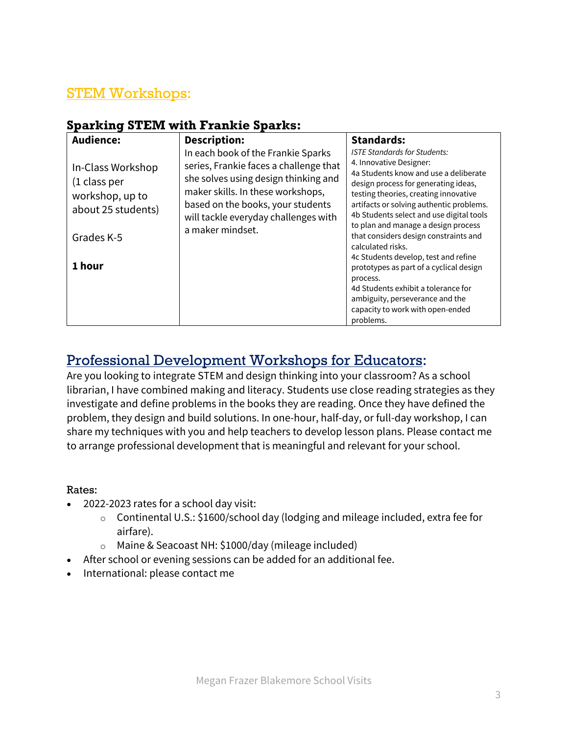## STEM Workshops:

### Sparking STEM with Frankie Sparks:

| Audience: | Description: | Standards: |
|---|---|---|
| In-Class Workshop (1 class per workshop, up to about 25 students)<br><br>Grades K-5<br><br>**1 hour** | In each book of the Frankie Sparks series, Frankie faces a challenge that she solves using design thinking and maker skills. In these workshops, based on the books, your students will tackle everyday challenges with a maker mindset. | *ISTE Standards for Students:*<br>4. Innovative Designer:<br>4a Students know and use a deliberate design process for generating ideas, testing theories, creating innovative artifacts or solving authentic problems.<br>4b Students select and use digital tools to plan and manage a design process that considers design constraints and calculated risks.<br>4c Students develop, test and refine prototypes as part of a cyclical design process.<br>4d Students exhibit a tolerance for ambiguity, perseverance and the capacity to work with open-ended problems. |

## Professional Development Workshops for Educators:

Are you looking to integrate STEM and design thinking into your classroom? As a school librarian, I have combined making and literacy. Students use close reading strategies as they investigate and define problems in the books they are reading. Once they have defined the problem, they design and build solutions. In one-hour, half-day, or full-day workshop, I can share my techniques with you and help teachers to develop lesson plans. Please contact me to arrange professional development that is meaningful and relevant for your school.

Rates:

- 2022-2023 rates for a school day visit:
  - Continental U.S.: $1600/school day (lodging and mileage included, extra fee for airfare).
  - Maine & Seacoast NH: $1000/day (mileage included)
- After school or evening sessions can be added for an additional fee.
- International: please contact me